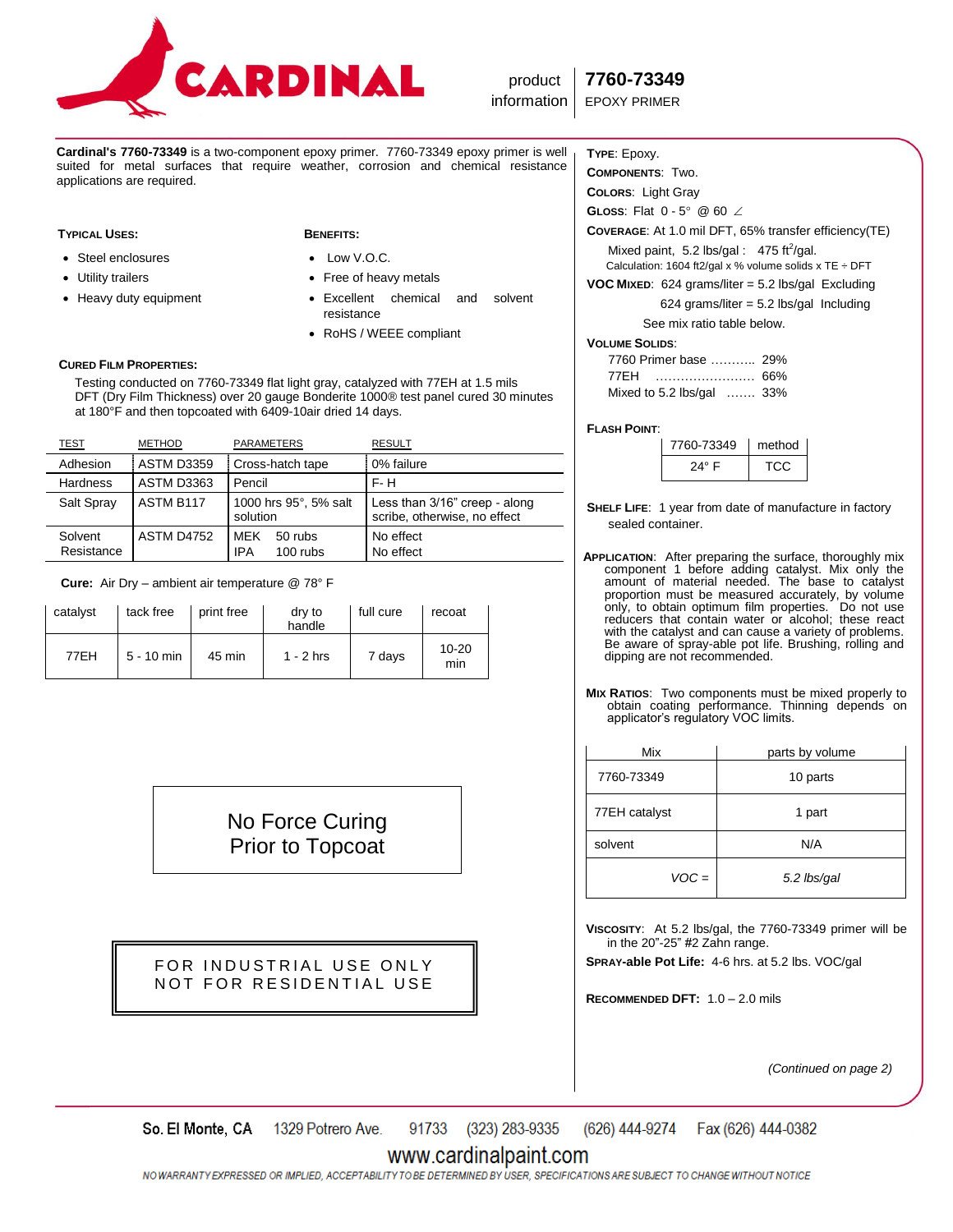# CARDINAL

product information

## 7760-73349

EPOXY PRIMER

**Cardinal's 7760-73349** is a two-component epoxy primer. 7760-73349 epoxy primer is well suited for metal surfaces that require weather, corrosion and chemical resistance applications are required.

### TYPICAL USES:

- Steel enclosures
- Utility trailers
- Heavy duty equipment

### BENEFITS:

- Low V.O.C.
- Free of heavy metals
- Excellent chemical and solvent resistance
- RoHS / WEEE compliant

### CURED FILM PROPERTIES:

Testing conducted on 7760-73349 flat light gray, catalyzed with 77EH at 1.5 mils DFT (Dry Film Thickness) over 20 gauge Bonderite 1000® test panel cured 30 minutes at 180°F and then topcoated with 6409-10air dried 14 days.

| TEST | METHOD | PARAMETERS | RESULT |
|---|---|---|---|
| Adhesion | ASTM D3359 | Cross-hatch tape | 0% failure |
| Hardness | ASTM D3363 | Pencil | F- H |
| Salt Spray | ASTM B117 | 1000 hrs 95°, 5% salt solution | Less than 3/16" creep - along scribe, otherwise, no effect |
| Solvent Resistance | ASTM D4752 | MEK 50 rubs<br>IPA 100 rubs | No effect<br>No effect |

**Cure:** Air Dry – ambient air temperature @ 78° F

| catalyst | tack free | print free | dry to handle | full cure | recoat |
|---|---|---|---|---|---|
| 77EH | 5 - 10 min | 45 min | 1 - 2 hrs | 7 days | 10-20 min |

**No Force Curing Prior to Topcoat**

**FOR INDUSTRIAL USE ONLY**
**NOT FOR RESIDENTIAL USE**

**TYPE**: Epoxy.

**COMPONENTS**: Two.

**COLORS**: Light Gray

**GLOSS**: Flat 0 - 5° @ 60 ∠

**COVERAGE**: At 1.0 mil DFT, 65% transfer efficiency(TE)

Mixed paint, 5.2 lbs/gal : 475 $ft^2$/gal.

Calculation: 1604 ft2/gal x % volume solids x TE ÷ DFT

**VOC MIXED**: 624 grams/liter = 5.2 lbs/gal Excluding

624 grams/liter = 5.2 lbs/gal Including

See mix ratio table below.

**VOLUME SOLIDS**:

7760 Primer base ……….. 29%
77EH …………………… 66%
Mixed to 5.2 lbs/gal ……. 33%

**FLASH POINT**:

| 7760-73349 | method |
|---|---|
| 24° F | TCC |

**SHELF LIFE**: 1 year from date of manufacture in factory sealed container.

**APPLICATION**: After preparing the surface, thoroughly mix component 1 before adding catalyst. Mix only the amount of material needed. The base to catalyst proportion must be measured accurately, by volume only, to obtain optimum film properties. Do not use reducers that contain water or alcohol; these react with the catalyst and can cause a variety of problems. Be aware of spray-able pot life. Brushing, rolling and dipping are not recommended.

**MIX RATIOS**: Two components must be mixed properly to obtain coating performance. Thinning depends on applicator's regulatory VOC limits.

| Mix | parts by volume |
|---|---|
| 7760-73349 | 10 parts |
| 77EH catalyst | 1 part |
| solvent | N/A |
| *VOC =* | *5.2 lbs/gal* |

**VISCOSITY**: At 5.2 lbs/gal, the 7760-73349 primer will be in the 20"-25" #2 Zahn range.

**SPRAY-able Pot Life:** 4-6 hrs. at 5.2 lbs. VOC/gal

**RECOMMENDED DFT:** 1.0 – 2.0 mils

*(Continued on page 2)*

So. El Monte, CA 1329 Potrero Ave. 91733 (323) 283-9335 (626) 444-9274 Fax (626) 444-0382

www.cardinalpaint.com

NO WARRANTY EXPRESSED OR IMPLIED, ACCEPTABILITY TO BE DETERMINED BY USER, SPECIFICATIONS ARE SUBJECT TO CHANGE WITHOUT NOTICE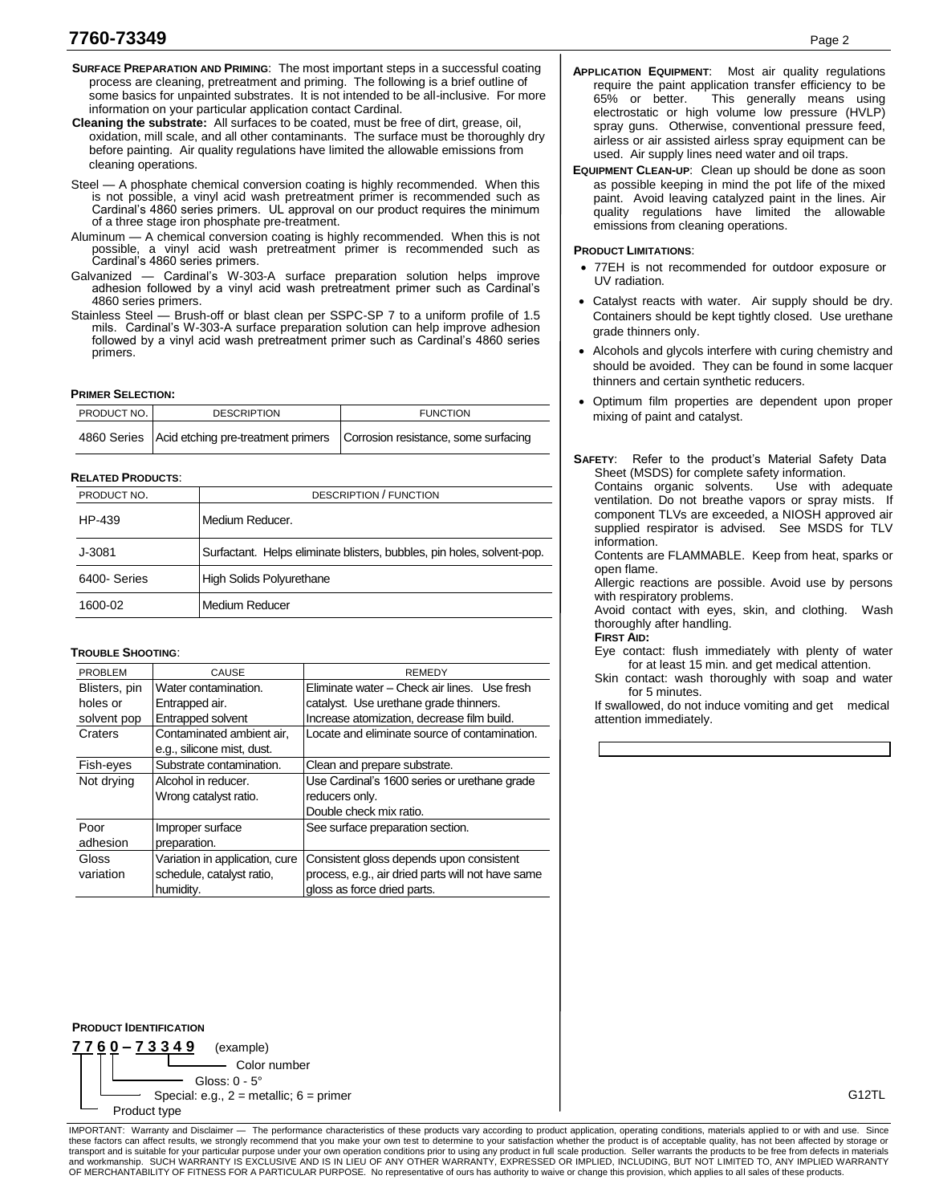**SURFACE PREPARATION AND PRIMING**: The most important steps in a successful coating process are cleaning, pretreatment and priming. The following is a brief outline of some basics for unpainted substrates. It is not intended to be all-inclusive. For more information on your particular application contact Cardinal.

**Cleaning the substrate:** All surfaces to be coated, must be free of dirt, grease, oil, oxidation, mill scale, and all other contaminants. The surface must be thoroughly dry before painting. Air quality regulations have limited the allowable emissions from cleaning operations.

Steel — A phosphate chemical conversion coating is highly recommended. When this is not possible, a vinyl acid wash pretreatment primer is recommended such as Cardinal's 4860 series primers. UL approval on our product requires the minimum of a three stage iron phosphate pre-treatment.

Aluminum — A chemical conversion coating is highly recommended. When this is not possible, a vinyl acid wash pretreatment primer is recommended such as Cardinal's 4860 series primers.

Galvanized — Cardinal's W-303-A surface preparation solution helps improve adhesion followed by a vinyl acid wash pretreatment primer such as Cardinal's 4860 series primers.

Stainless Steel — Brush-off or blast clean per SSPC-SP 7 to a uniform profile of 1.5 mils. Cardinal's W-303-A surface preparation solution can help improve adhesion followed by a vinyl acid wash pretreatment primer such as Cardinal's 4860 series primers.

**PRIMER SELECTION:**

| PRODUCT NO. | DESCRIPTION | FUNCTION |
|---|---|---|
| 4860 Series | Acid etching pre-treatment primers | Corrosion resistance, some surfacing |

**RELATED PRODUCTS**:

| PRODUCT NO. | DESCRIPTION / FUNCTION |
|---|---|
| HP-439 | Medium Reducer. |
| J-3081 | Surfactant. Helps eliminate blisters, bubbles, pin holes, solvent-pop. |
| 6400- Series | High Solids Polyurethane |
| 1600-02 | Medium Reducer |

**TROUBLE SHOOTING**:

| PROBLEM | CAUSE | REMEDY |
|---|---|---|
| Blisters, pin holes or solvent pop | Water contamination. Entrapped air. Entrapped solvent | Eliminate water – Check air lines. Use fresh catalyst. Use urethane grade thinners. Increase atomization, decrease film build. |
| Craters | Contaminated ambient air, e.g., silicone mist, dust. | Locate and eliminate source of contamination. |
| Fish-eyes | Substrate contamination. | Clean and prepare substrate. |
| Not drying | Alcohol in reducer. Wrong catalyst ratio. | Use Cardinal's 1600 series or urethane grade reducers only. Double check mix ratio. |
| Poor adhesion | Improper surface preparation. | See surface preparation section. |
| Gloss variation | Variation in application, cure schedule, catalyst ratio, humidity. | Consistent gloss depends upon consistent process, e.g., air dried parts will not have same gloss as force dried parts. |

**PRODUCT IDENTIFICATION**

**7 7 6 0 – 7 3 3 4 9** (example)

- Product type
- Special: e.g., 2 = metallic; 6 = primer
- Gloss: 0 - 5°
- Color number

**APPLICATION EQUIPMENT**: Most air quality regulations require the paint application transfer efficiency to be 65% or better. This generally means using electrostatic or high volume low pressure (HVLP) spray guns. Otherwise, conventional pressure feed, airless or air assisted airless spray equipment can be used. Air supply lines need water and oil traps.

**EQUIPMENT CLEAN-UP**: Clean up should be done as soon as possible keeping in mind the pot life of the mixed paint. Avoid leaving catalyzed paint in the lines. Air quality regulations have limited the allowable emissions from cleaning operations.

**PRODUCT LIMITATIONS**:

- 77EH is not recommended for outdoor exposure or UV radiation.
- Catalyst reacts with water. Air supply should be dry. Containers should be kept tightly closed. Use urethane grade thinners only.
- Alcohols and glycols interfere with curing chemistry and should be avoided. They can be found in some lacquer thinners and certain synthetic reducers.
- Optimum film properties are dependent upon proper mixing of paint and catalyst.

**SAFETY**: Refer to the product's Material Safety Data Sheet (MSDS) for complete safety information.

Contains organic solvents. Use with adequate ventilation. Do not breathe vapors or spray mists. If component TLVs are exceeded, a NIOSH approved air supplied respirator is advised. See MSDS for TLV information.

Contents are FLAMMABLE. Keep from heat, sparks or open flame.

Allergic reactions are possible. Avoid use by persons with respiratory problems.

Avoid contact with eyes, skin, and clothing. Wash thoroughly after handling.

**FIRST AID:**

Eye contact: flush immediately with plenty of water for at least 15 min. and get medical attention.

Skin contact: wash thoroughly with soap and water for 5 minutes.

If swallowed, do not induce vomiting and get medical attention immediately.

G12TL

IMPORTANT: Warranty and Disclaimer — The performance characteristics of these products vary according to product application, operating conditions, materials applied to or with and use. Since these factors can affect results, we strongly recommend that you make your own test to determine to your satisfaction whether the product is of acceptable quality, has not been affected by storage or transport and is suitable for your particular purpose under your own operation conditions prior to using any product in full scale production. Seller warrants the products to be free from defects in materials and workmanship. SUCH WARRANTY IS EXCLUSIVE AND IS IN LIEU OF ANY OTHER WARRANTY, EXPRESSED OR IMPLIED, INCLUDING, BUT NOT LIMITED TO, ANY IMPLIED WARRANTY OF MERCHANTABILITY OF FITNESS FOR A PARTICULAR PURPOSE. No representative of ours has authority to waive or change this provision, which applies to all sales of these products.